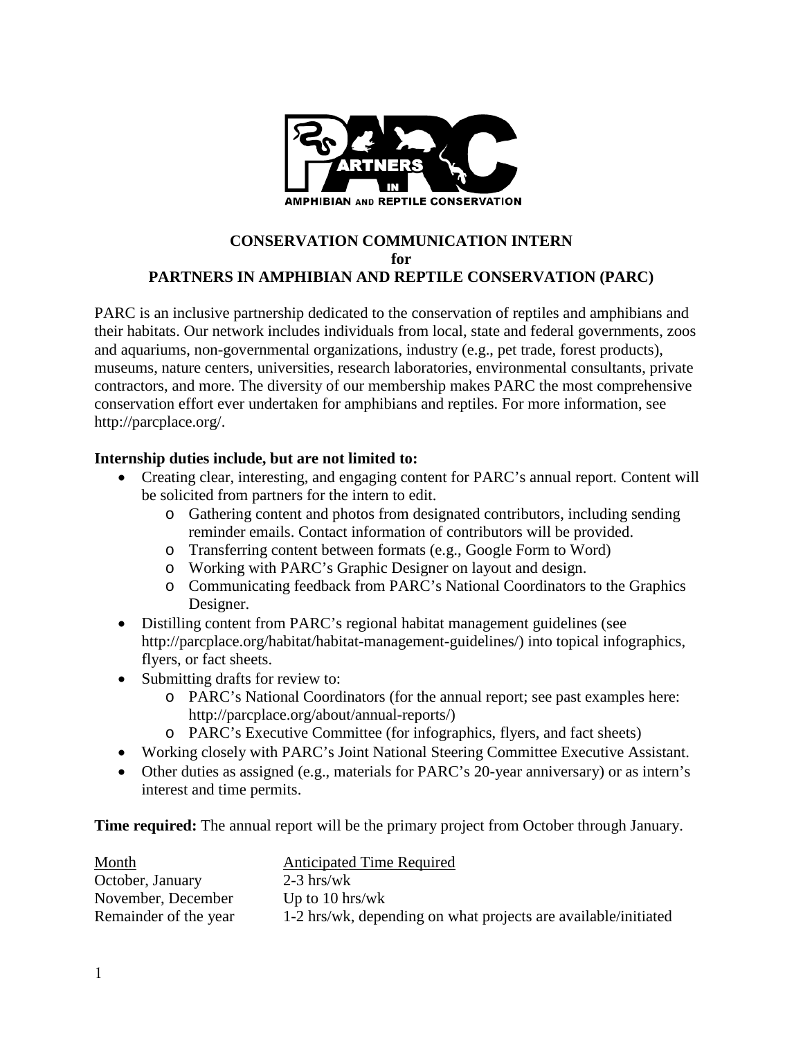# CONSERVATION COMMUNICATION INTERN
## for
## PARTNERS IN AMPHIBIAN AND REPTILE CONSERVATION (PARC)

PARC is an inclusive partnership dedicated to the conservation of reptiles and amphibians and their habitats. Our network includes individuals from local, state and federal governments, zoos and aquariums, non-governmental organizations, industry (e.g., pet trade, forest products), museums, nature centers, universities, research laboratories, environmental consultants, private contractors, and more. The diversity of our membership makes PARC the most comprehensive conservation effort ever undertaken for amphibians and reptiles. For more information, see http://parcplace.org/.

**Internship duties include, but are not limited to:**

- Creating clear, interesting, and engaging content for PARC's annual report. Content will be solicited from partners for the intern to edit.
  - Gathering content and photos from designated contributors, including sending reminder emails. Contact information of contributors will be provided.
  - Transferring content between formats (e.g., Google Form to Word)
  - Working with PARC's Graphic Designer on layout and design.
  - Communicating feedback from PARC's National Coordinators to the Graphics Designer.
- Distilling content from PARC's regional habitat management guidelines (see http://parcplace.org/habitat/habitat-management-guidelines/) into topical infographics, flyers, or fact sheets.
- Submitting drafts for review to:
  - PARC's National Coordinators (for the annual report; see past examples here: http://parcplace.org/about/annual-reports/)
  - PARC's Executive Committee (for infographics, flyers, and fact sheets)
- Working closely with PARC's Joint National Steering Committee Executive Assistant.
- Other duties as assigned (e.g., materials for PARC's 20-year anniversary) or as intern's interest and time permits.

**Time required:** The annual report will be the primary project from October through January.

| Month | Anticipated Time Required |
|---|---|
| October, January | 2-3 hrs/wk |
| November, December | Up to 10 hrs/wk |
| Remainder of the year | 1-2 hrs/wk, depending on what projects are available/initiated |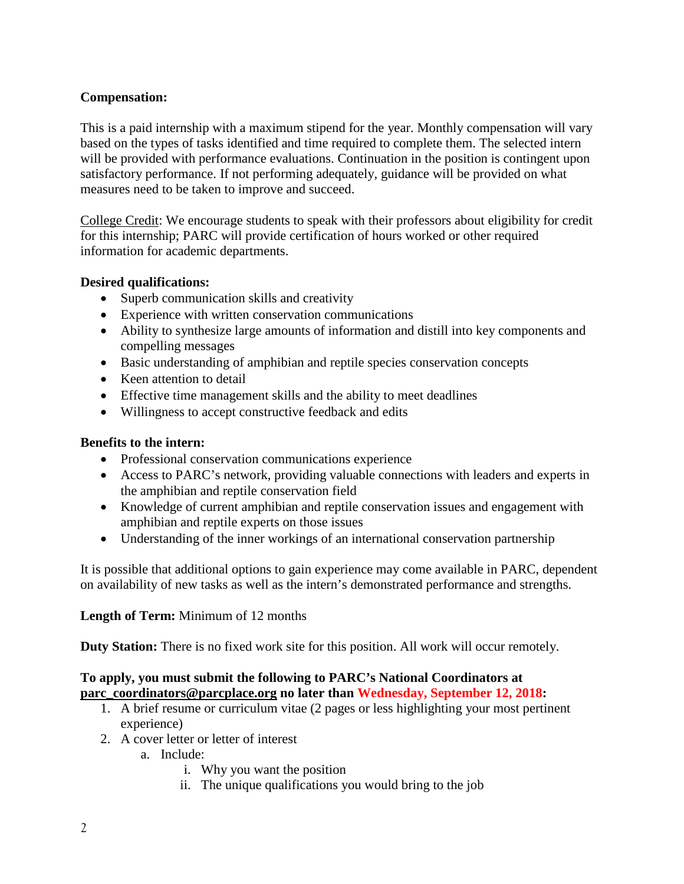**Compensation:**

This is a paid internship with a maximum stipend for the year. Monthly compensation will vary based on the types of tasks identified and time required to complete them. The selected intern will be provided with performance evaluations. Continuation in the position is contingent upon satisfactory performance. If not performing adequately, guidance will be provided on what measures need to be taken to improve and succeed.

College Credit: We encourage students to speak with their professors about eligibility for credit for this internship; PARC will provide certification of hours worked or other required information for academic departments.

**Desired qualifications:**

- Superb communication skills and creativity
- Experience with written conservation communications
- Ability to synthesize large amounts of information and distill into key components and compelling messages
- Basic understanding of amphibian and reptile species conservation concepts
- Keen attention to detail
- Effective time management skills and the ability to meet deadlines
- Willingness to accept constructive feedback and edits

**Benefits to the intern:**

- Professional conservation communications experience
- Access to PARC's network, providing valuable connections with leaders and experts in the amphibian and reptile conservation field
- Knowledge of current amphibian and reptile conservation issues and engagement with amphibian and reptile experts on those issues
- Understanding of the inner workings of an international conservation partnership

It is possible that additional options to gain experience may come available in PARC, dependent on availability of new tasks as well as the intern's demonstrated performance and strengths.

**Length of Term:** Minimum of 12 months

**Duty Station:** There is no fixed work site for this position. All work will occur remotely.

**To apply, you must submit the following to PARC's National Coordinators at parc_coordinators@parcplace.org no later than Wednesday, September 12, 2018:**

1. A brief resume or curriculum vitae (2 pages or less highlighting your most pertinent experience)
2. A cover letter or letter of interest
   a. Include:
      i. Why you want the position
      ii. The unique qualifications you would bring to the job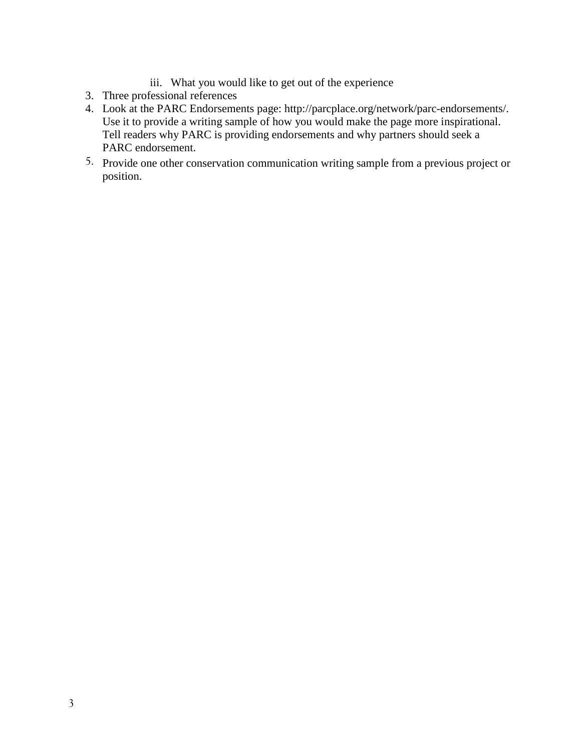iii. What you would like to get out of the experience

3. Three professional references
4. Look at the PARC Endorsements page: http://parcplace.org/network/parc-endorsements/. Use it to provide a writing sample of how you would make the page more inspirational. Tell readers why PARC is providing endorsements and why partners should seek a PARC endorsement.
5. Provide one other conservation communication writing sample from a previous project or position.